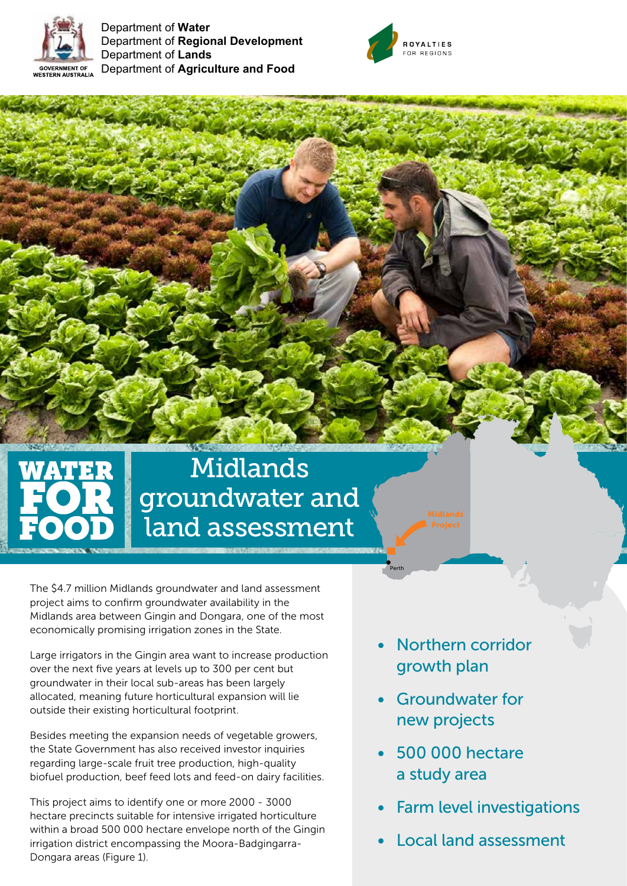Department of **Water**
Department of **Regional Development**
Department of **Lands**
Department of **Agriculture and Food**

GOVERNMENT OF WESTERN AUSTRALIA

ROYALTIES FOR REGIONS

# WATER FOR FOOD

# Midlands groundwater and land assessment

Midlands Project

Perth

The $4.7 million Midlands groundwater and land assessment project aims to confirm groundwater availability in the Midlands area between Gingin and Dongara, one of the most economically promising irrigation zones in the State.

Large irrigators in the Gingin area want to increase production over the next five years at levels up to 300 per cent but groundwater in their local sub-areas has been largely allocated, meaning future horticultural expansion will lie outside their existing horticultural footprint.

Besides meeting the expansion needs of vegetable growers, the State Government has also received investor inquiries regarding large-scale fruit tree production, high-quality biofuel production, beef feed lots and feed-on dairy facilities.

This project aims to identify one or more 2000 - 3000 hectare precincts suitable for intensive irrigated horticulture within a broad 500 000 hectare envelope north of the Gingin irrigation district encompassing the Moora-Badgingarra-Dongara areas (Figure 1).

- Northern corridor growth plan
- Groundwater for new projects
- 500 000 hectare a study area
- Farm level investigations
- Local land assessment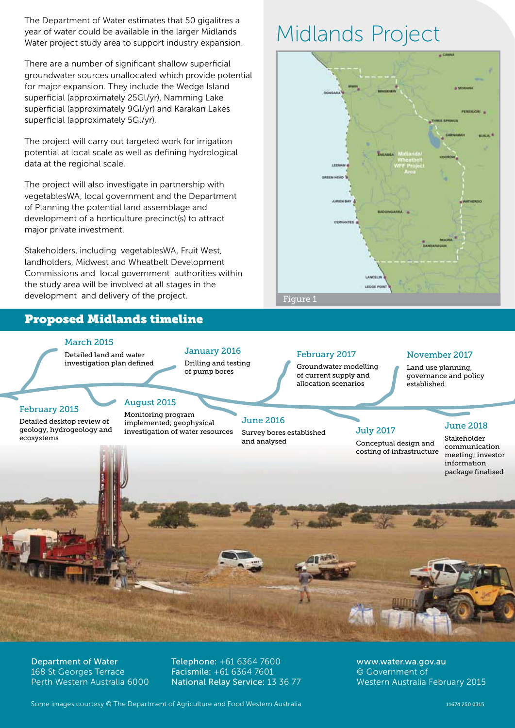The Department of Water estimates that 50 gigalitres a year of water could be available in the larger Midlands Water project study area to support industry expansion.

There are a number of significant shallow superficial groundwater sources unallocated which provide potential for major expansion. They include the Wedge Island superficial (approximately 25Gl/yr), Namming Lake superficial (approximately 9Gl/yr) and Karakan Lakes superficial (approximately 5Gl/yr).

The project will carry out targeted work for irrigation potential at local scale as well as defining hydrological data at the regional scale.

The project will also investigate in partnership with vegetablesWA, local government and the Department of Planning the potential land assemblage and development of a horticulture precinct(s) to attract major private investment.

Stakeholders, including vegetablesWA, Fruit West, landholders, Midwest and Wheatbelt Development Commissions and local government authorities within the study area will be involved at all stages in the development and delivery of the project.

# Midlands Project

CANNA
DONGARA
IRWIN
MINGENEW
MORAWA
PERENJORI
THREE SPRINGS
CARNAMAH
BUNJIL
ENEABBA
Midlands/ Wheatbelt WFF Project Area
COOROW
LEEMAN
GREEN HEAD
JURIEN BAY
WATHEROO
BADGINGARRA
CERVANTES
MOORA
DANDARAGAN
LANCELIN
LEDGE POINT

Figure 1

## Proposed Midlands timeline

**February 2015**
Detailed desktop review of geology, hydrogeology and ecosystems

**March 2015**
Detailed land and water investigation plan defined

**August 2015**
Monitoring program implemented; geophysical investigation of water resources

**January 2016**
Drilling and testing of pump bores

**June 2016**
Survey bores established and analysed

**February 2017**
Groundwater modelling of current supply and allocation scenarios

**July 2017**
Conceptual design and costing of infrastructure

**November 2017**
Land use planning, governance and policy established

**June 2018**
Stakeholder communication meeting; investor information package finalised

Department of Water
168 St Georges Terrace
Perth Western Australia 6000

Telephone: +61 6364 7600
Facisimile: +61 6364 7601
National Relay Service: 13 36 77

www.water.wa.gov.au
© Government of Western Australia February 2015

Some images courtesy © The Department of Agriculture and Food Western Australia

11674 250 0315